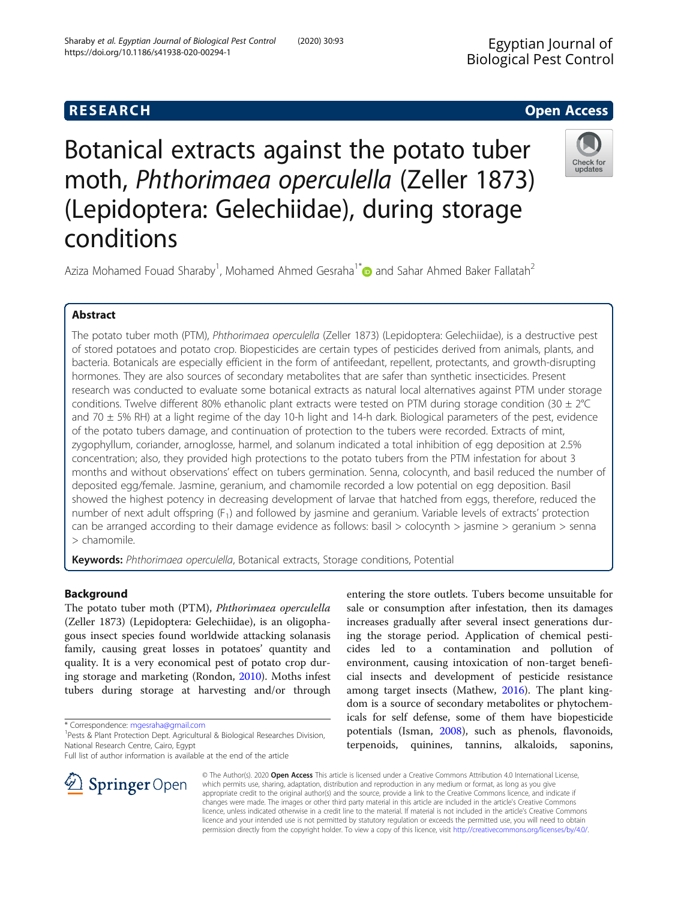RESEARCH

Open Access

# Botanical extracts against the potato tuber moth, *Phthorimaea operculella* (Zeller 1873) (Lepidoptera: Gelechiidae), during storage conditions

Aziza Mohamed Fouad Sharaby[1], Mohamed Ahmed Gesraha[1*] and Sahar Ahmed Baker Fallatah[2]

## Abstract

The potato tuber moth (PTM), *Phthorimaea operculella* (Zeller 1873) (Lepidoptera: Gelechiidae), is a destructive pest of stored potatoes and potato crop. Biopesticides are certain types of pesticides derived from animals, plants, and bacteria. Botanicals are especially efficient in the form of antifeedant, repellent, protectants, and growth-disrupting hormones. They are also sources of secondary metabolites that are safer than synthetic insecticides. Present research was conducted to evaluate some botanical extracts as natural local alternatives against PTM under storage conditions. Twelve different 80% ethanolic plant extracts were tested on PTM during storage condition (30 ± 2°C and 70 ± 5% RH) at a light regime of the day 10-h light and 14-h dark. Biological parameters of the pest, evidence of the potato tubers damage, and continuation of protection to the tubers were recorded. Extracts of mint, zygophyllum, coriander, arnoglosse, harmel, and solanum indicated a total inhibition of egg deposition at 2.5% concentration; also, they provided high protections to the potato tubers from the PTM infestation for about 3 months and without observations' effect on tubers germination. Senna, colocynth, and basil reduced the number of deposited egg/female. Jasmine, geranium, and chamomile recorded a low potential on egg deposition. Basil showed the highest potency in decreasing development of larvae that hatched from eggs, therefore, reduced the number of next adult offspring ($F_1$) and followed by jasmine and geranium. Variable levels of extracts' protection can be arranged according to their damage evidence as follows: basil > colocynth > jasmine > geranium > senna > chamomile.

**Keywords:** *Phthorimaea operculella*, Botanical extracts, Storage conditions, Potential

## Background

The potato tuber moth (PTM), *Phthorimaea operculella* (Zeller 1873) (Lepidoptera: Gelechiidae), is an oligophagous insect species found worldwide attacking solanasis family, causing great losses in potatoes' quantity and quality. It is a very economical pest of potato crop during storage and marketing (Rondon, 2010). Moths infest tubers during storage at harvesting and/or through entering the store outlets. Tubers become unsuitable for sale or consumption after infestation, then its damages increases gradually after several insect generations during the storage period. Application of chemical pesticides led to a contamination and pollution of environment, causing intoxication of non-target beneficial insects and development of pesticide resistance among target insects (Mathew, 2016). The plant kingdom is a source of secondary metabolites or phytochemicals for self defense, some of them have biopesticide potentials (Isman, 2008), such as phenols, flavonoids, terpenoids, quinines, tannins, alkaloids, saponins,

\* Correspondence: mgesraha@gmail.com

[1]Pests & Plant Protection Dept. Agricultural & Biological Researches Division, National Research Centre, Cairo, Egypt

Full list of author information is available at the end of the article

© The Author(s). 2020 **Open Access** This article is licensed under a Creative Commons Attribution 4.0 International License, which permits use, sharing, adaptation, distribution and reproduction in any medium or format, as long as you give appropriate credit to the original author(s) and the source, provide a link to the Creative Commons licence, and indicate if changes were made. The images or other third party material in this article are included in the article's Creative Commons licence, unless indicated otherwise in a credit line to the material. If material is not included in the article's Creative Commons licence and your intended use is not permitted by statutory regulation or exceeds the permitted use, you will need to obtain permission directly from the copyright holder. To view a copy of this licence, visit http://creativecommons.org/licenses/by/4.0/.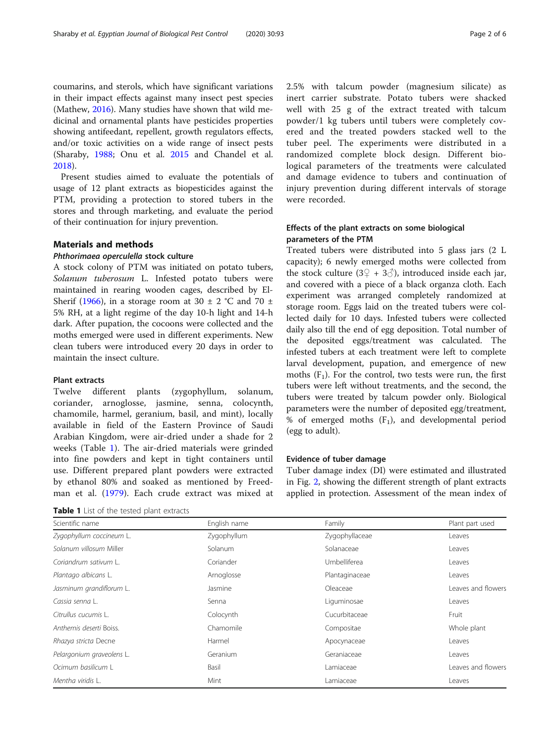coumarins, and sterols, which have significant variations in their impact effects against many insect pest species (Mathew, 2016). Many studies have shown that wild medicinal and ornamental plants have pesticides properties showing antifeedant, repellent, growth regulators effects, and/or toxic activities on a wide range of insect pests (Sharaby, 1988; Onu et al. 2015 and Chandel et al. 2018).

Present studies aimed to evaluate the potentials of usage of 12 plant extracts as biopesticides against the PTM, providing a protection to stored tubers in the stores and through marketing, and evaluate the period of their continuation for injury prevention.

## Materials and methods

### *Phthorimaea operculella* stock culture

A stock colony of PTM was initiated on potato tubers, *Solanum tuberosum* L. Infested potato tubers were maintained in rearing wooden cages, described by El-Sherif (1966), in a storage room at 30 ± 2 °C and 70 ± 5% RH, at a light regime of the day 10-h light and 14-h dark. After pupation, the cocoons were collected and the moths emerged were used in different experiments. New clean tubers were introduced every 20 days in order to maintain the insect culture.

### Plant extracts

Twelve different plants (zygophyllum, solanum, coriander, arnoglosse, jasmine, senna, colocynth, chamomile, harmel, geranium, basil, and mint), locally available in field of the Eastern Province of Saudi Arabian Kingdom, were air-dried under a shade for 2 weeks (Table 1). The air-dried materials were grinded into fine powders and kept in tight containers until use. Different prepared plant powders were extracted by ethanol 80% and soaked as mentioned by Freedman et al. (1979). Each crude extract was mixed at 2.5% with talcum powder (magnesium silicate) as inert carrier substrate. Potato tubers were shacked well with 25 g of the extract treated with talcum powder/1 kg tubers until tubers were completely covered and the treated powders stacked well to the tuber peel. The experiments were distributed in a randomized complete block design. Different biological parameters of the treatments were calculated and damage evidence to tubers and continuation of injury prevention during different intervals of storage were recorded.

**Table 1** List of the tested plant extracts

| Scientific name | English name | Family | Plant part used |
|---|---|---|---|
| *Zygophyllum coccineum* L. | Zygophyllum | Zygophyllaceae | Leaves |
| *Solanum villosum* Miller | Solanum | Solanaceae | Leaves |
| *Coriandrum sativum* L. | Coriander | Umbelliferea | Leaves |
| *Plantago albicans* L. | Arnoglosse | Plantaginaceae | Leaves |
| *Jasminum grandiflorum* L. | Jasmine | Oleaceae | Leaves and flowers |
| *Cassia senna* L. | Senna | Liguminosae | Leaves |
| *Citrullus cucumis* L. | Colocynth | Cucurbitaceae | Fruit |
| *Anthemis deserti* Boiss. | Chamomile | Compositae | Whole plant |
| *Rhazya stricta* Decne | Harmel | Apocynaceae | Leaves |
| *Pelargonium graveolens* L. | Geranium | Geraniaceae | Leaves |
| *Ocimum basilicum* L | Basil | Lamiaceae | Leaves and flowers |
| *Mentha viridis* L. | Mint | Lamiaceae | Leaves |

### Effects of the plant extracts on some biological parameters of the PTM

Treated tubers were distributed into 5 glass jars (2 L capacity); 6 newly emerged moths were collected from the stock culture (3♀ + 3♂), introduced inside each jar, and covered with a piece of a black organza cloth. Each experiment was arranged completely randomized at storage room. Eggs laid on the treated tubers were collected daily for 10 days. Infested tubers were collected daily also till the end of egg deposition. Total number of the deposited eggs/treatment was calculated. The infested tubers at each treatment were left to complete larval development, pupation, and emergence of new moths ($F_1$). For the control, two tests were run, the first tubers were left without treatments, and the second, the tubers were treated by talcum powder only. Biological parameters were the number of deposited egg/treatment, % of emerged moths ($F_1$), and developmental period (egg to adult).

### Evidence of tuber damage

Tuber damage index (DI) were estimated and illustrated in Fig. 2, showing the different strength of plant extracts applied in protection. Assessment of the mean index of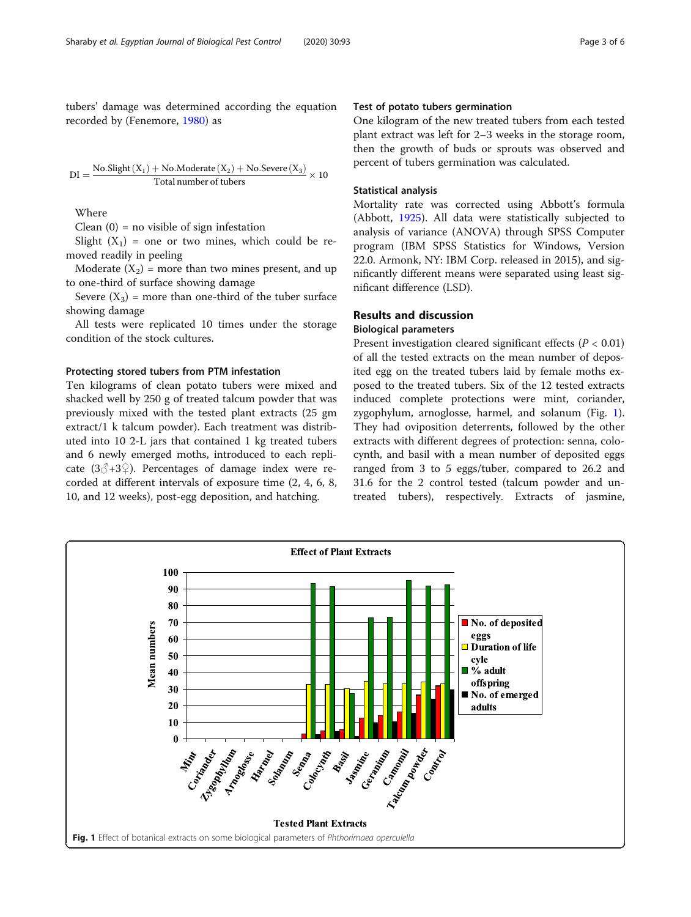tubers' damage was determined according the equation recorded by (Fenemore, 1980) as

$$\mathrm{DI} = \frac{\text{No.Slight}\,(X_1) + \text{No.Moderate}\,(X_2) + \text{No.Severe}\,(X_3)}{\text{Total number of tubers}} \times 10$$

Where

Clean (0) = no visible of sign infestation

Slight ($X_1$) = one or two mines, which could be removed readily in peeling

Moderate ($X_2$) = more than two mines present, and up to one-third of surface showing damage

Severe ($X_3$) = more than one-third of the tuber surface showing damage

All tests were replicated 10 times under the storage condition of the stock cultures.

### Protecting stored tubers from PTM infestation

Ten kilograms of clean potato tubers were mixed and shacked well by 250 g of treated talcum powder that was previously mixed with the tested plant extracts (25 gm extract/1 k talcum powder). Each treatment was distributed into 10 2-L jars that contained 1 kg treated tubers and 6 newly emerged moths, introduced to each replicate (3♂+3♀). Percentages of damage index were recorded at different intervals of exposure time (2, 4, 6, 8, 10, and 12 weeks), post-egg deposition, and hatching.

### Test of potato tubers germination

One kilogram of the new treated tubers from each tested plant extract was left for 2–3 weeks in the storage room, then the growth of buds or sprouts was observed and percent of tubers germination was calculated.

### Statistical analysis

Mortality rate was corrected using Abbott's formula (Abbott, 1925). All data were statistically subjected to analysis of variance (ANOVA) through SPSS Computer program (IBM SPSS Statistics for Windows, Version 22.0. Armonk, NY: IBM Corp. released in 2015), and significantly different means were separated using least significant difference (LSD).

## Results and discussion

### Biological parameters

Present investigation cleared significant effects ($P < 0.01$) of all the tested extracts on the mean number of deposited egg on the treated tubers laid by female moths exposed to the treated tubers. Six of the 12 tested extracts induced complete protections were mint, coriander, zygophylum, arnoglosse, harmel, and solanum (Fig. 1). They had oviposition deterrents, followed by the other extracts with different degrees of protection: senna, colocynth, and basil with a mean number of deposited eggs ranged from 3 to 5 eggs/tuber, compared to 26.2 and 31.6 for the 2 control tested (talcum powder and untreated tubers), respectively. Extracts of jasmine,

Fig. 1 Effect of botanical extracts on some biological parameters of *Phthorimaea operculella*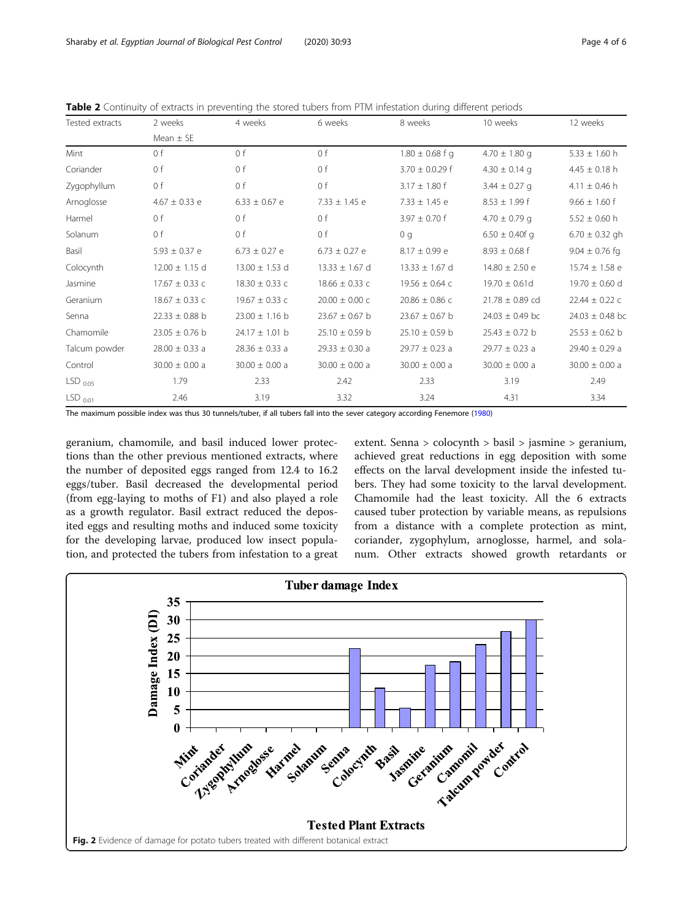**Table 2** Continuity of extracts in preventing the stored tubers from PTM infestation during different periods

| Tested extracts | 2 weeks | 4 weeks | 6 weeks | 8 weeks | 10 weeks | 12 weeks |
|---|---|---|---|---|---|---|
| | Mean ± SE | | | | | |
| Mint | 0 f | 0 f | 0 f | 1.80 ± 0.68 f g | 4.70 ± 1.80 g | 5.33 ± 1.60 h |
| Coriander | 0 f | 0 f | 0 f | 3.70 ± 0.0.29 f | 4.30 ± 0.14 g | 4.45 ± 0.18 h |
| Zygophyllum | 0 f | 0 f | 0 f | 3.17 ± 1.80 f | 3.44 ± 0.27 g | 4.11 ± 0.46 h |
| Arnoglosse | 4.67 ± 0.33 e | 6.33 ± 0.67 e | 7.33 ± 1.45 e | 7.33 ± 1.45 e | 8.53 ± 1.99 f | 9.66 ± 1.60 f |
| Harmel | 0 f | 0 f | 0 f | 3.97 ± 0.70 f | 4.70 ± 0.79 g | 5.52 ± 0.60 h |
| Solanum | 0 f | 0 f | 0 f | 0 g | 6.50 ± 0.40f g | 6.70 ± 0.32 gh |
| Basil | 5.93 ± 0.37 e | 6.73 ± 0.27 e | 6.73 ± 0.27 e | 8.17 ± 0.99 e | 8.93 ± 0.68 f | 9.04 ± 0.76 fg |
| Colocynth | 12.00 ± 1.15 d | 13.00 ± 1.53 d | 13.33 ± 1.67 d | 13.33 ± 1.67 d | 14.80 ± 2.50 e | 15.74 ± 1.58 e |
| Jasmine | 17.67 ± 0.33 c | 18.30 ± 0.33 c | 18.66 ± 0.33 c | 19.56 ± 0.64 c | 19.70 ± 0.61d | 19.70 ± 0.60 d |
| Geranium | 18.67 ± 0.33 c | 19.67 ± 0.33 c | 20.00 ± 0.00 c | 20.86 ± 0.86 c | 21.78 ± 0.89 cd | 22.44 ± 0.22 c |
| Senna | 22.33 ± 0.88 b | 23.00 ± 1.16 b | 23.67 ± 0.67 b | 23.67 ± 0.67 b | 24.03 ± 0.49 bc | 24.03 ± 0.48 bc |
| Chamomile | 23.05 ± 0.76 b | 24.17 ± 1.01 b | 25.10 ± 0.59 b | 25.10 ± 0.59 b | 25.43 ± 0.72 b | 25.53 ± 0.62 b |
| Talcum powder | 28.00 ± 0.33 a | 28.36 ± 0.33 a | 29.33 ± 0.30 a | 29.77 ± 0.23 a | 29.77 ± 0.23 a | 29.40 ± 0.29 a |
| Control | 30.00 ± 0.00 a | 30.00 ± 0.00 a | 30.00 ± 0.00 a | 30.00 ± 0.00 a | 30.00 ± 0.00 a | 30.00 ± 0.00 a |
| $LSD_{0.05}$ | 1.79 | 2.33 | 2.42 | 2.33 | 3.19 | 2.49 |
| $LSD_{0.01}$ | 2.46 | 3.19 | 3.32 | 3.24 | 4.31 | 3.34 |

The maximum possible index was thus 30 tunnels/tuber, if all tubers fall into the sever category according Fenemore (1980)

geranium, chamomile, and basil induced lower protections than the other previous mentioned extracts, where the number of deposited eggs ranged from 12.4 to 16.2 eggs/tuber. Basil decreased the developmental period (from egg-laying to moths of F1) and also played a role as a growth regulator. Basil extract reduced the deposited eggs and resulting moths and induced some toxicity for the developing larvae, produced low insect population, and protected the tubers from infestation to a great extent. Senna > colocynth > basil > jasmine > geranium, achieved great reductions in egg deposition with some effects on the larval development inside the infested tubers. They had some toxicity to the larval development. Chamomile had the least toxicity. All the 6 extracts caused tuber protection by variable means, as repulsions from a distance with a complete protection as mint, coriander, zygophylum, arnoglosse, harmel, and solanum. Other extracts showed growth retardants or

**Fig. 2** Evidence of damage for potato tubers treated with different botanical extract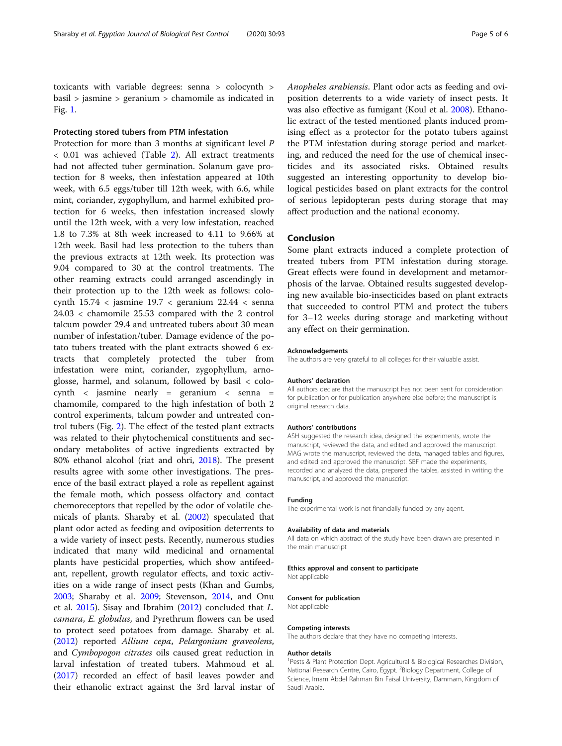toxicants with variable degrees: senna > colocynth > basil > jasmine > geranium > chamomile as indicated in Fig. 1.

#### Protecting stored tubers from PTM infestation

Protection for more than 3 months at significant level $P < 0.01$ was achieved (Table 2). All extract treatments had not affected tuber germination. Solanum gave protection for 8 weeks, then infestation appeared at 10th week, with 6.5 eggs/tuber till 12th week, with 6.6, while mint, coriander, zygophyllum, and harmel exhibited protection for 6 weeks, then infestation increased slowly until the 12th week, with a very low infestation, reached 1.8 to 7.3% at 8th week increased to 4.11 to 9.66% at 12th week. Basil had less protection to the tubers than the previous extracts at 12th week. Its protection was 9.04 compared to 30 at the control treatments. The other reaming extracts could arranged ascendingly in their protection up to the 12th week as follows: colocynth 15.74 < jasmine 19.7 < geranium 22.44 < senna 24.03 < chamomile 25.53 compared with the 2 control talcum powder 29.4 and untreated tubers about 30 mean number of infestation/tuber. Damage evidence of the potato tubers treated with the plant extracts showed 6 extracts that completely protected the tuber from infestation were mint, coriander, zygophyllum, arnoglosse, harmel, and solanum, followed by basil < colocynth < jasmine nearly = geranium < senna = chamomile, compared to the high infestation of both 2 control experiments, talcum powder and untreated control tubers (Fig. 2). The effect of the tested plant extracts was related to their phytochemical constituents and secondary metabolites of active ingredients extracted by 80% ethanol alcohol (riat and ohri, 2018). The present results agree with some other investigations. The presence of the basil extract played a role as repellent against the female moth, which possess olfactory and contact chemoreceptors that repelled by the odor of volatile chemicals of plants. Sharaby et al. (2002) speculated that plant odor acted as feeding and oviposition deterrents to a wide variety of insect pests. Recently, numerous studies indicated that many wild medicinal and ornamental plants have pesticidal properties, which show antifeedant, repellent, growth regulator effects, and toxic activities on a wide range of insect pests (Khan and Gumbs, 2003; Sharaby et al. 2009; Stevenson, 2014, and Onu et al. 2015). Sisay and Ibrahim (2012) concluded that *L. camara*, *E. globulus*, and Pyrethrum flowers can be used to protect seed potatoes from damage. Sharaby et al. (2012) reported *Allium cepa*, *Pelargonium graveolens*, and *Cymbopogon citrates* oils caused great reduction in larval infestation of treated tubers. Mahmoud et al. (2017) recorded an effect of basil leaves powder and their ethanolic extract against the 3rd larval instar of *Anopheles arabiensis*. Plant odor acts as feeding and oviposition deterrents to a wide variety of insect pests. It was also effective as fumigant (Koul et al. 2008). Ethanolic extract of the tested mentioned plants induced promising effect as a protector for the potato tubers against the PTM infestation during storage period and marketing, and reduced the need for the use of chemical insecticides and its associated risks. Obtained results suggested an interesting opportunity to develop biological pesticides based on plant extracts for the control of serious lepidopteran pests during storage that may affect production and the national economy.

## Conclusion

Some plant extracts induced a complete protection of treated tubers from PTM infestation during storage. Great effects were found in development and metamorphosis of the larvae. Obtained results suggested developing new available bio-insecticides based on plant extracts that succeeded to control PTM and protect the tubers for 3–12 weeks during storage and marketing without any effect on their germination.

#### Acknowledgements

The authors are very grateful to all colleges for their valuable assist.

#### Authors' declaration

All authors declare that the manuscript has not been sent for consideration for publication or for publication anywhere else before; the manuscript is original research data.

#### Authors' contributions

ASH suggested the research idea, designed the experiments, wrote the manuscript, reviewed the data, and edited and approved the manuscript. MAG wrote the manuscript, reviewed the data, managed tables and figures, and edited and approved the manuscript. SBF made the experiments, recorded and analyzed the data, prepared the tables, assisted in writing the manuscript, and approved the manuscript.

#### Funding

The experimental work is not financially funded by any agent.

#### Availability of data and materials

All data on which abstract of the study have been drawn are presented in the main manuscript

#### Ethics approval and consent to participate

Not applicable

#### Consent for publication

Not applicable

#### Competing interests

The authors declare that they have no competing interests.

#### Author details

[1]Pests & Plant Protection Dept. Agricultural & Biological Researches Division, National Research Centre, Cairo, Egypt. [2]Biology Department, College of Science, Imam Abdel Rahman Bin Faisal University, Dammam, Kingdom of Saudi Arabia.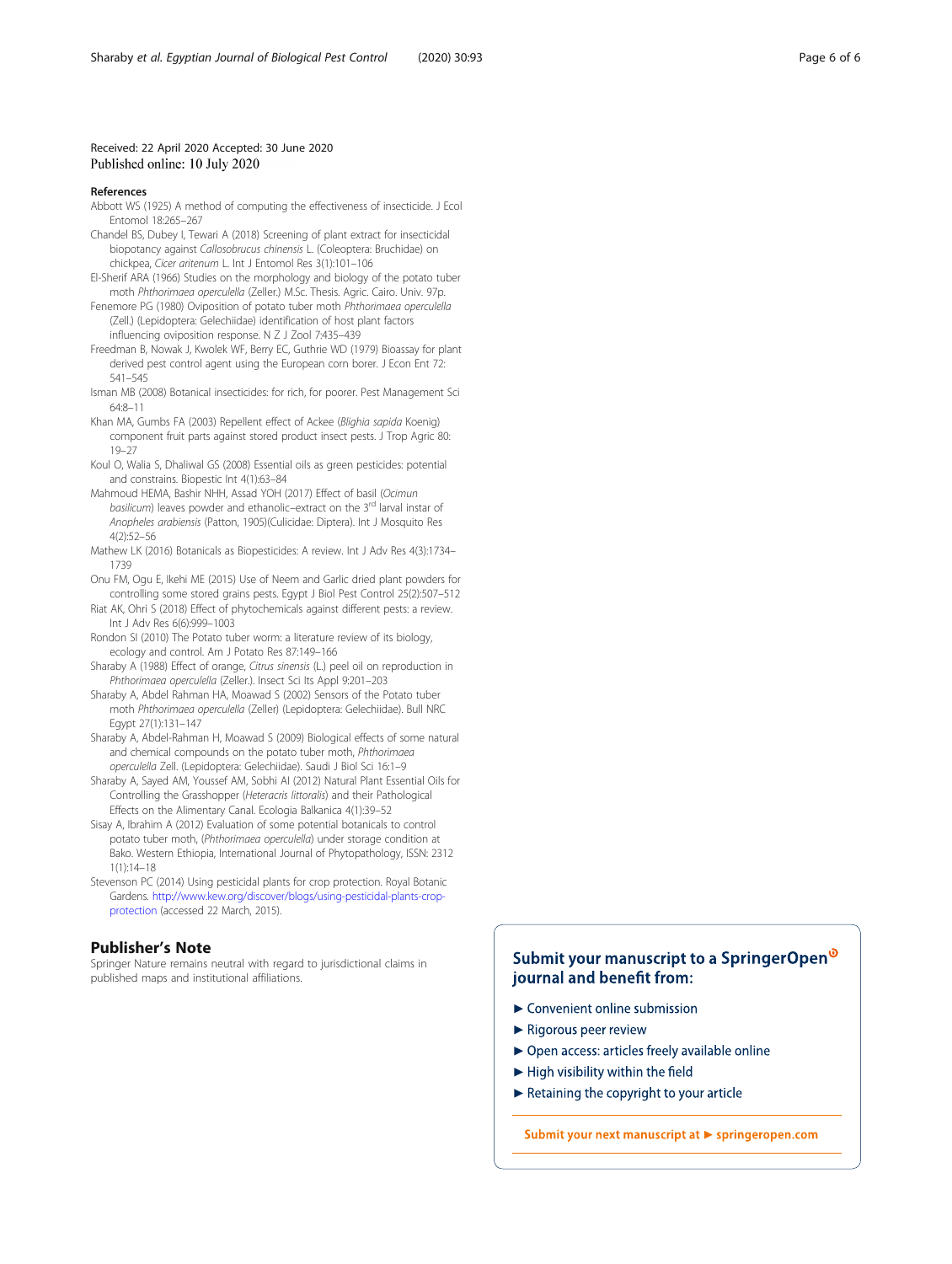Received: 22 April 2020 Accepted: 30 June 2020
Published online: 10 July 2020

## References

Abbott WS (1925) A method of computing the effectiveness of insecticide. J Ecol Entomol 18:265–267

Chandel BS, Dubey I, Tewari A (2018) Screening of plant extract for insecticidal biopotancy against *Callosobrucus chinensis* L. (Coleoptera: Bruchidae) on chickpea, *Cicer aritenum* L. Int J Entomol Res 3(1):101–106

El-Sherif ARA (1966) Studies on the morphology and biology of the potato tuber moth *Phthorimaea operculella* (Zeller.) M.Sc. Thesis. Agric. Cairo. Univ. 97p.

Fenemore PG (1980) Oviposition of potato tuber moth *Phthorimaea operculella* (Zell.) (Lepidoptera: Gelechiidae) identification of host plant factors influencing oviposition response. N Z J Zool 7:435–439

Freedman B, Nowak J, Kwolek WF, Berry EC, Guthrie WD (1979) Bioassay for plant derived pest control agent using the European corn borer. J Econ Ent 72: 541–545

Isman MB (2008) Botanical insecticides: for rich, for poorer. Pest Management Sci 64:8–11

Khan MA, Gumbs FA (2003) Repellent effect of Ackee (*Blighia sapida* Koenig) component fruit parts against stored product insect pests. J Trop Agric 80: 19–27

Koul O, Walia S, Dhaliwal GS (2008) Essential oils as green pesticides: potential and constrains. Biopestic Int 4(1):63–84

Mahmoud HEMA, Bashir NHH, Assad YOH (2017) Effect of basil (*Ocimun basilicum*) leaves powder and ethanolic–extract on the 3rd larval instar of *Anopheles arabiensis* (Patton, 1905)(Culicidae: Diptera). Int J Mosquito Res 4(2):52–56

Mathew LK (2016) Botanicals as Biopesticides: A review. Int J Adv Res 4(3):1734–1739

Onu FM, Ogu E, Ikehi ME (2015) Use of Neem and Garlic dried plant powders for controlling some stored grains pests. Egypt J Biol Pest Control 25(2):507–512

Riat AK, Ohri S (2018) Effect of phytochemicals against different pests: a review. Int J Adv Res 6(6):999–1003

Rondon SI (2010) The Potato tuber worm: a literature review of its biology, ecology and control. Am J Potato Res 87:149–166

Sharaby A (1988) Effect of orange, *Citrus sinensis* (L.) peel oil on reproduction in *Phthorimaea operculella* (Zeller.). Insect Sci Its Appl 9:201–203

Sharaby A, Abdel Rahman HA, Moawad S (2002) Sensors of the Potato tuber moth *Phthorimaea operculella* (Zeller) (Lepidoptera: Gelechiidae). Bull NRC Egypt 27(1):131–147

Sharaby A, Abdel-Rahman H, Moawad S (2009) Biological effects of some natural and chemical compounds on the potato tuber moth, *Phthorimaea operculella* Zell. (Lepidoptera: Gelechiidae). Saudi J Biol Sci 16:1–9

Sharaby A, Sayed AM, Youssef AM, Sobhi AI (2012) Natural Plant Essential Oils for Controlling the Grasshopper (*Heteracris littoralis*) and their Pathological Effects on the Alimentary Canal. Ecologia Balkanica 4(1):39–52

Sisay A, Ibrahim A (2012) Evaluation of some potential botanicals to control potato tuber moth, (*Phthorimaea operculella*) under storage condition at Bako. Western Ethiopia, International Journal of Phytopathology, ISSN: 2312 1(1):14–18

Stevenson PC (2014) Using pesticidal plants for crop protection. Royal Botanic Gardens. http://www.kew.org/discover/blogs/using-pesticidal-plants-crop-protection (accessed 22 March, 2015).

## Publisher's Note

Springer Nature remains neutral with regard to jurisdictional claims in published maps and institutional affiliations.

**Submit your manuscript to a SpringerOpen journal and benefit from:**

- ► Convenient online submission
- ► Rigorous peer review
- ► Open access: articles freely available online
- ► High visibility within the field
- ► Retaining the copyright to your article

Submit your next manuscript at ► springeropen.com